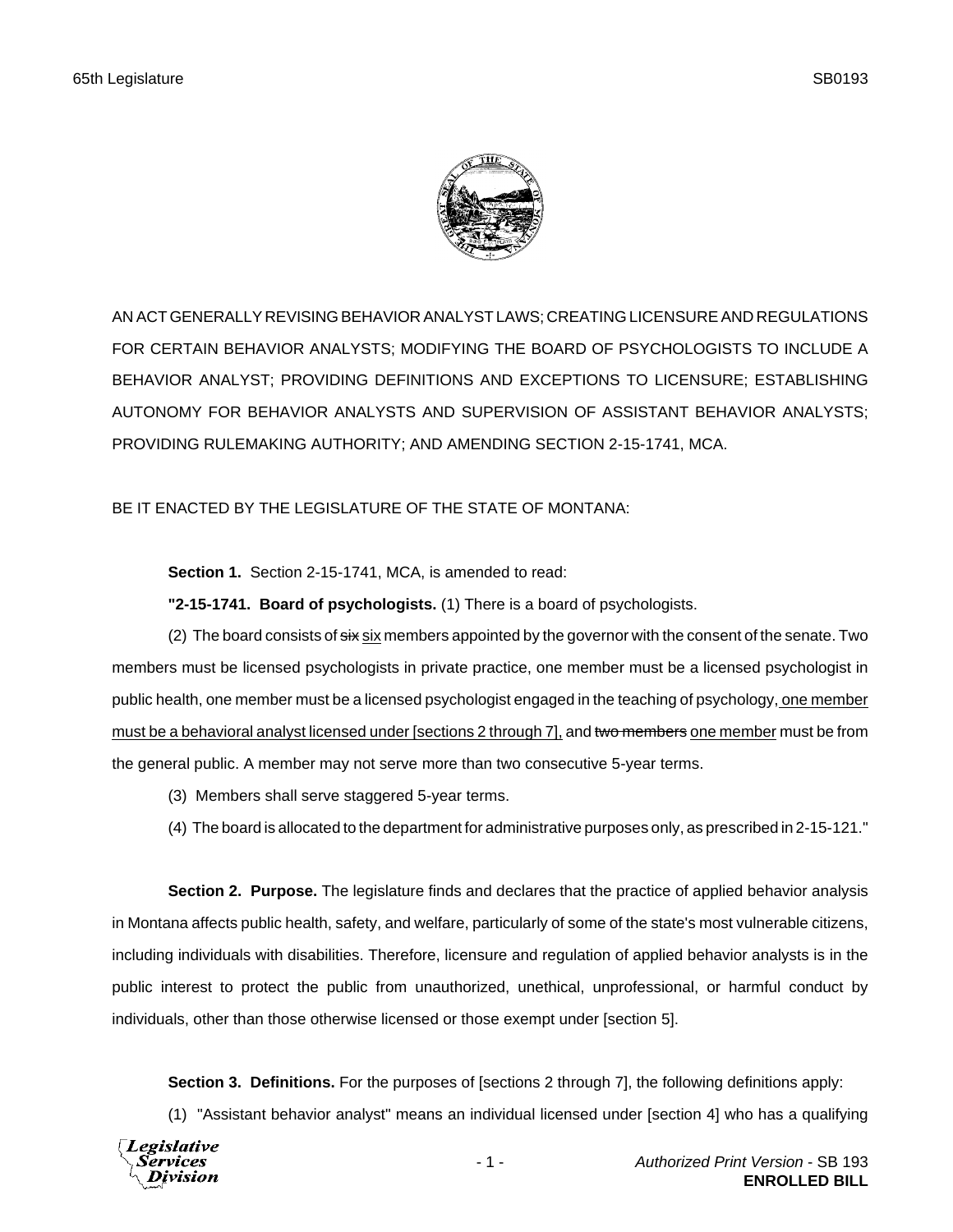AN ACT GENERALLY REVISING BEHAVIOR ANALYST LAWS; CREATING LICENSURE AND REGULATIONS FOR CERTAIN BEHAVIOR ANALYSTS; MODIFYING THE BOARD OF PSYCHOLOGISTS TO INCLUDE A BEHAVIOR ANALYST; PROVIDING DEFINITIONS AND EXCEPTIONS TO LICENSURE; ESTABLISHING AUTONOMY FOR BEHAVIOR ANALYSTS AND SUPERVISION OF ASSISTANT BEHAVIOR ANALYSTS; PROVIDING RULEMAKING AUTHORITY; AND AMENDING SECTION 2-15-1741, MCA.

BE IT ENACTED BY THE LEGISLATURE OF THE STATE OF MONTANA:

**Section 1.** Section 2-15-1741, MCA, is amended to read:

**"2-15-1741. Board of psychologists.** (1) There is a board of psychologists.

(2) The board consists of ~~six~~ six members appointed by the governor with the consent of the senate. Two members must be licensed psychologists in private practice, one member must be a licensed psychologist in public health, one member must be a licensed psychologist engaged in the teaching of psychology, <u>one member must be a behavioral analyst licensed under [sections 2 through 7],</u> and ~~two members~~ <u>one member</u> must be from the general public. A member may not serve more than two consecutive 5-year terms.

(3) Members shall serve staggered 5-year terms.

(4) The board is allocated to the department for administrative purposes only, as prescribed in 2-15-121."

**Section 2. Purpose.** The legislature finds and declares that the practice of applied behavior analysis in Montana affects public health, safety, and welfare, particularly of some of the state's most vulnerable citizens, including individuals with disabilities. Therefore, licensure and regulation of applied behavior analysts is in the public interest to protect the public from unauthorized, unethical, unprofessional, or harmful conduct by individuals, other than those otherwise licensed or those exempt under [section 5].

**Section 3. Definitions.** For the purposes of [sections 2 through 7], the following definitions apply:

(1) "Assistant behavior analyst" means an individual licensed under [section 4] who has a qualifying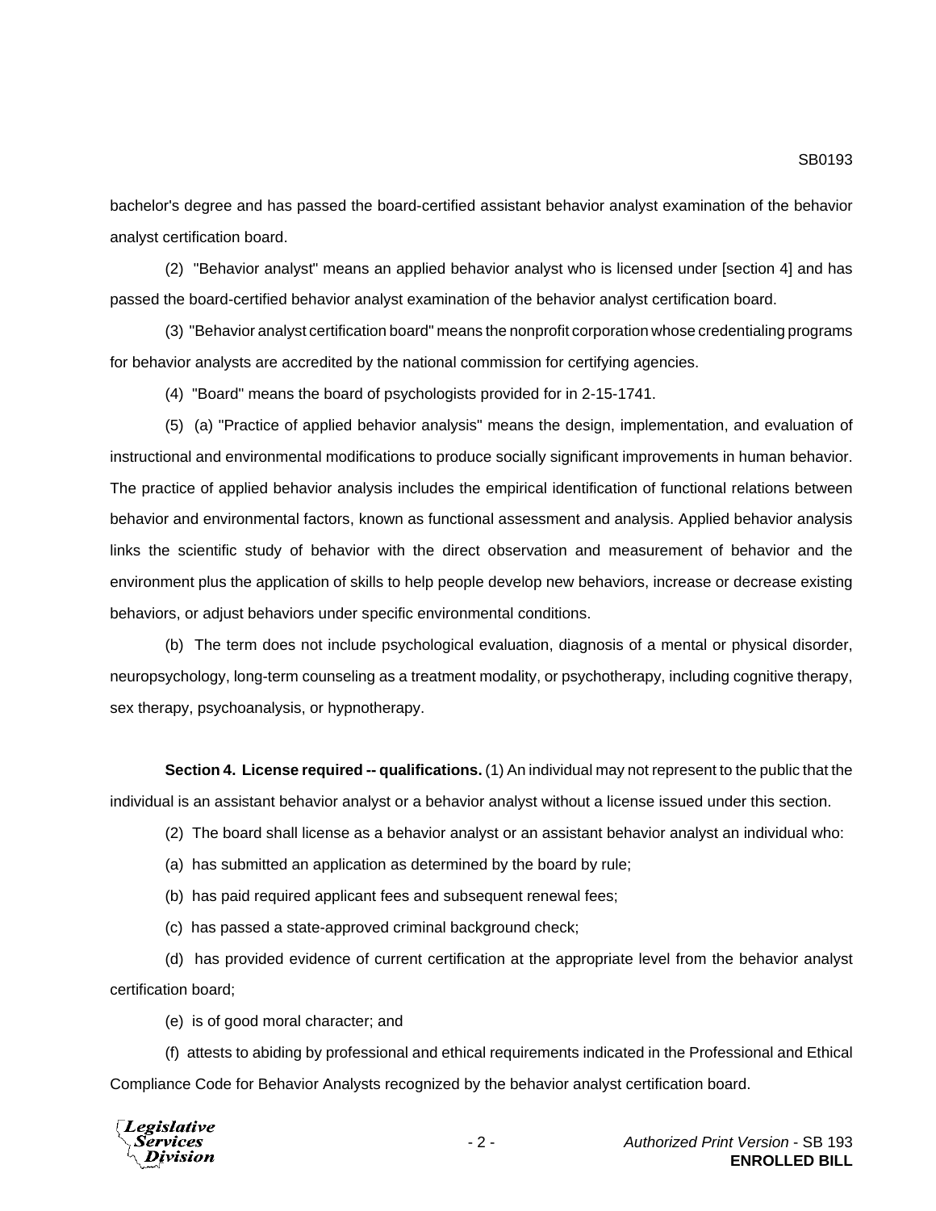bachelor's degree and has passed the board-certified assistant behavior analyst examination of the behavior analyst certification board.

(2) "Behavior analyst" means an applied behavior analyst who is licensed under [section 4] and has passed the board-certified behavior analyst examination of the behavior analyst certification board.

(3) "Behavior analyst certification board" means the nonprofit corporation whose credentialing programs for behavior analysts are accredited by the national commission for certifying agencies.

(4) "Board" means the board of psychologists provided for in 2-15-1741.

(5) (a) "Practice of applied behavior analysis" means the design, implementation, and evaluation of instructional and environmental modifications to produce socially significant improvements in human behavior. The practice of applied behavior analysis includes the empirical identification of functional relations between behavior and environmental factors, known as functional assessment and analysis. Applied behavior analysis links the scientific study of behavior with the direct observation and measurement of behavior and the environment plus the application of skills to help people develop new behaviors, increase or decrease existing behaviors, or adjust behaviors under specific environmental conditions.

(b) The term does not include psychological evaluation, diagnosis of a mental or physical disorder, neuropsychology, long-term counseling as a treatment modality, or psychotherapy, including cognitive therapy, sex therapy, psychoanalysis, or hypnotherapy.

**Section 4. License required -- qualifications.** (1) An individual may not represent to the public that the individual is an assistant behavior analyst or a behavior analyst without a license issued under this section.

(2) The board shall license as a behavior analyst or an assistant behavior analyst an individual who:

(a) has submitted an application as determined by the board by rule;

(b) has paid required applicant fees and subsequent renewal fees;

(c) has passed a state-approved criminal background check;

(d) has provided evidence of current certification at the appropriate level from the behavior analyst certification board;

(e) is of good moral character; and

(f) attests to abiding by professional and ethical requirements indicated in the Professional and Ethical Compliance Code for Behavior Analysts recognized by the behavior analyst certification board.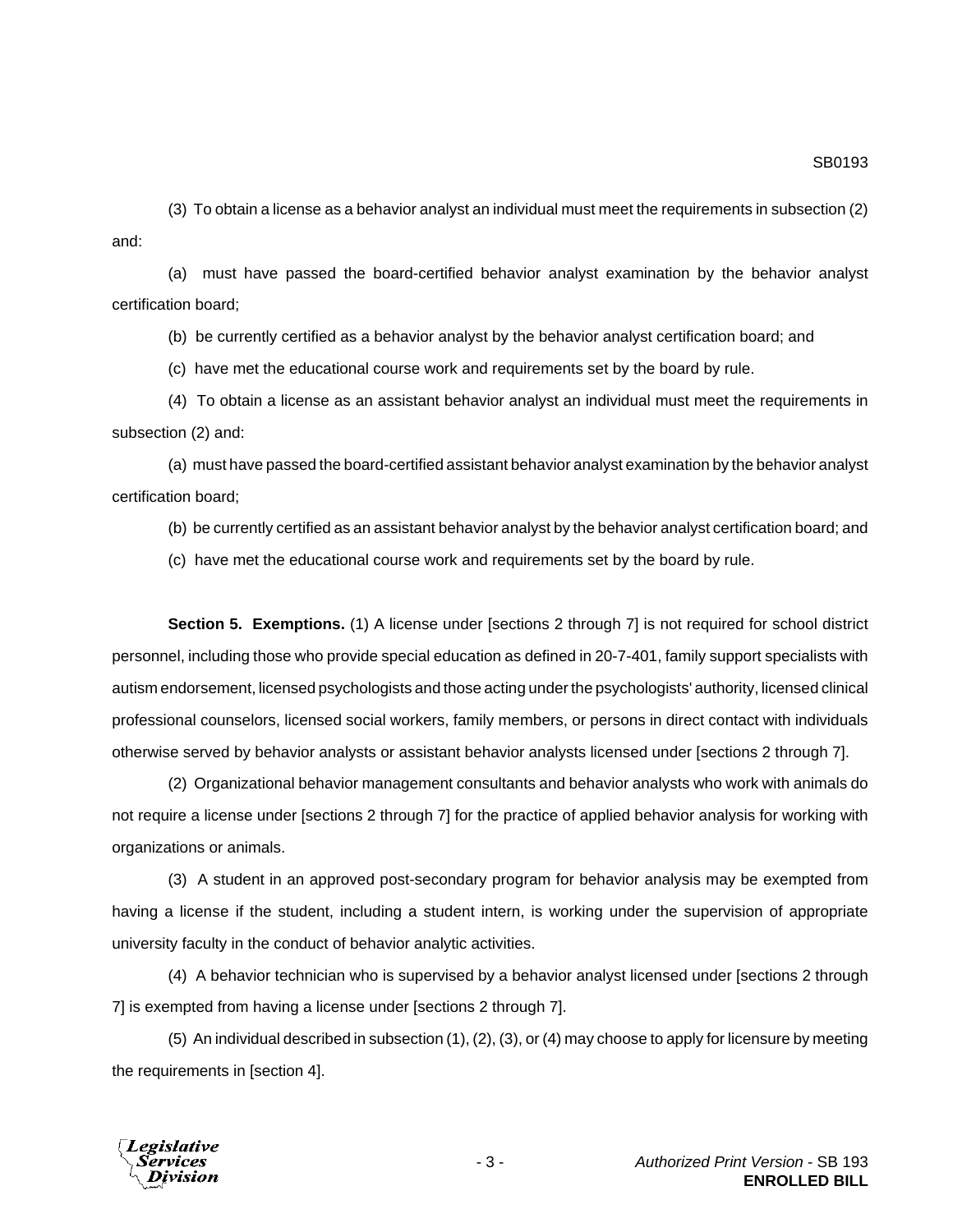(3) To obtain a license as a behavior analyst an individual must meet the requirements in subsection (2) and:

(a) must have passed the board-certified behavior analyst examination by the behavior analyst certification board;

(b) be currently certified as a behavior analyst by the behavior analyst certification board; and

(c) have met the educational course work and requirements set by the board by rule.

(4) To obtain a license as an assistant behavior analyst an individual must meet the requirements in subsection (2) and:

(a) must have passed the board-certified assistant behavior analyst examination by the behavior analyst certification board;

(b) be currently certified as an assistant behavior analyst by the behavior analyst certification board; and

(c) have met the educational course work and requirements set by the board by rule.

**Section 5. Exemptions.** (1) A license under [sections 2 through 7] is not required for school district personnel, including those who provide special education as defined in 20-7-401, family support specialists with autism endorsement, licensed psychologists and those acting under the psychologists' authority, licensed clinical professional counselors, licensed social workers, family members, or persons in direct contact with individuals otherwise served by behavior analysts or assistant behavior analysts licensed under [sections 2 through 7].

(2) Organizational behavior management consultants and behavior analysts who work with animals do not require a license under [sections 2 through 7] for the practice of applied behavior analysis for working with organizations or animals.

(3) A student in an approved post-secondary program for behavior analysis may be exempted from having a license if the student, including a student intern, is working under the supervision of appropriate university faculty in the conduct of behavior analytic activities.

(4) A behavior technician who is supervised by a behavior analyst licensed under [sections 2 through 7] is exempted from having a license under [sections 2 through 7].

(5) An individual described in subsection (1), (2), (3), or (4) may choose to apply for licensure by meeting the requirements in [section 4].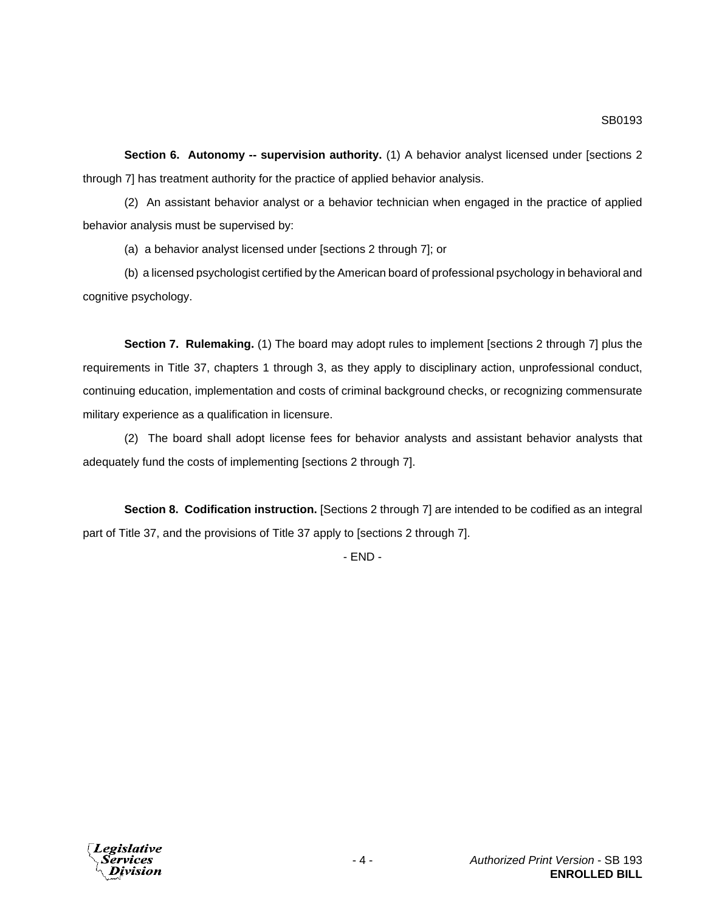**Section 6. Autonomy -- supervision authority.** (1) A behavior analyst licensed under [sections 2 through 7] has treatment authority for the practice of applied behavior analysis.

(2) An assistant behavior analyst or a behavior technician when engaged in the practice of applied behavior analysis must be supervised by:

(a) a behavior analyst licensed under [sections 2 through 7]; or

(b) a licensed psychologist certified by the American board of professional psychology in behavioral and cognitive psychology.

**Section 7. Rulemaking.** (1) The board may adopt rules to implement [sections 2 through 7] plus the requirements in Title 37, chapters 1 through 3, as they apply to disciplinary action, unprofessional conduct, continuing education, implementation and costs of criminal background checks, or recognizing commensurate military experience as a qualification in licensure.

(2) The board shall adopt license fees for behavior analysts and assistant behavior analysts that adequately fund the costs of implementing [sections 2 through 7].

**Section 8. Codification instruction.** [Sections 2 through 7] are intended to be codified as an integral part of Title 37, and the provisions of Title 37 apply to [sections 2 through 7].

- END -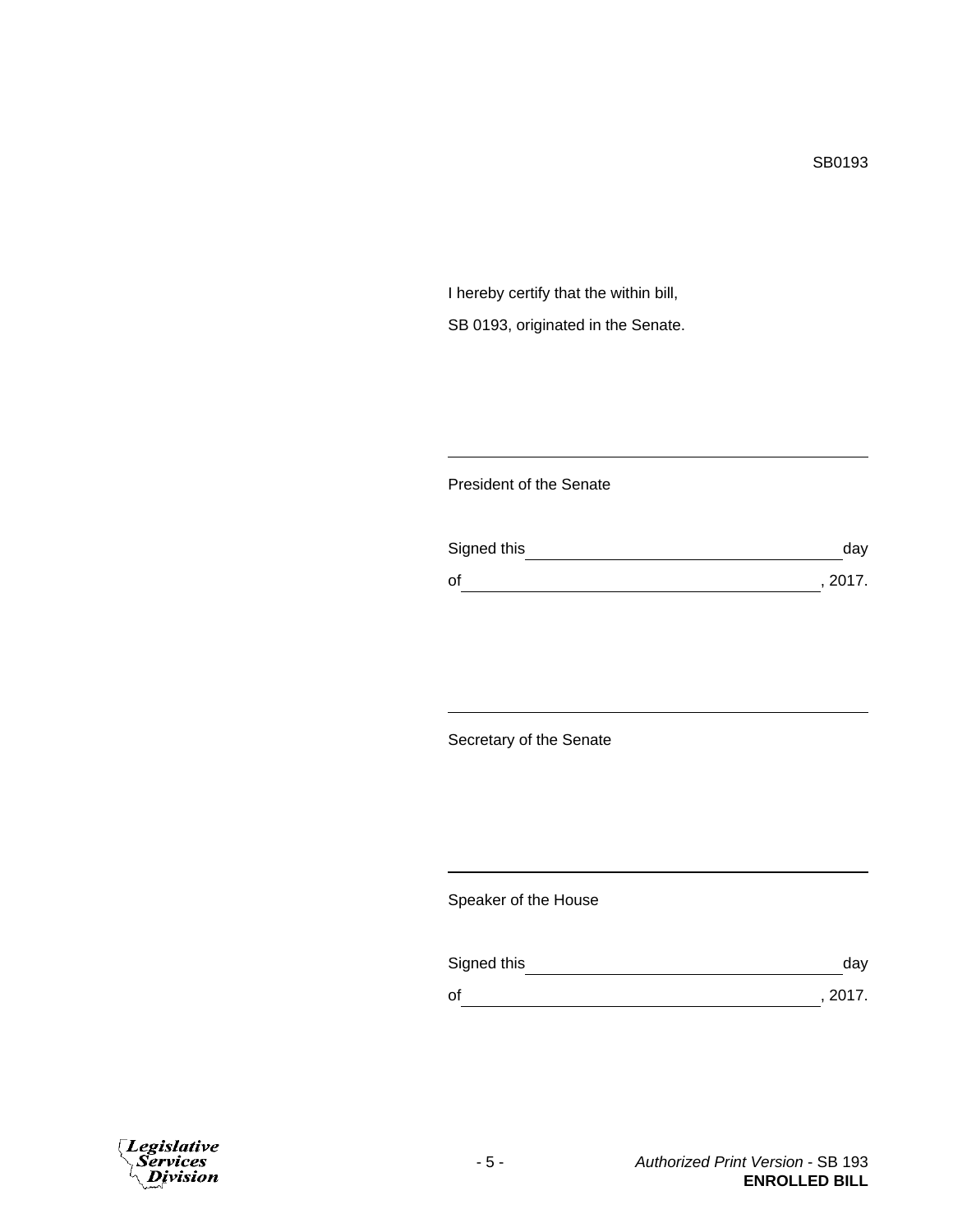SB0193

I hereby certify that the within bill,

SB 0193, originated in the Senate.

\_\_\_\_\_\_\_\_\_\_\_\_\_\_\_\_\_\_\_\_\_\_\_\_\_\_\_\_\_\_\_\_\_\_\_\_\_\_\_\_

President of the Senate

Signed this \_\_\_\_\_\_\_\_\_\_\_\_\_\_\_\_\_\_\_\_\_\_\_\_\_\_\_\_\_\_ day

of \_\_\_\_\_\_\_\_\_\_\_\_\_\_\_\_\_\_\_\_\_\_\_\_\_\_\_\_\_\_\_\_\_\_, 2017.

\_\_\_\_\_\_\_\_\_\_\_\_\_\_\_\_\_\_\_\_\_\_\_\_\_\_\_\_\_\_\_\_\_\_\_\_\_\_\_\_

Secretary of the Senate

\_\_\_\_\_\_\_\_\_\_\_\_\_\_\_\_\_\_\_\_\_\_\_\_\_\_\_\_\_\_\_\_\_\_\_\_\_\_\_\_

Speaker of the House

Signed this \_\_\_\_\_\_\_\_\_\_\_\_\_\_\_\_\_\_\_\_\_\_\_\_\_\_\_\_\_\_ day

of \_\_\_\_\_\_\_\_\_\_\_\_\_\_\_\_\_\_\_\_\_\_\_\_\_\_\_\_\_\_\_\_\_\_, 2017.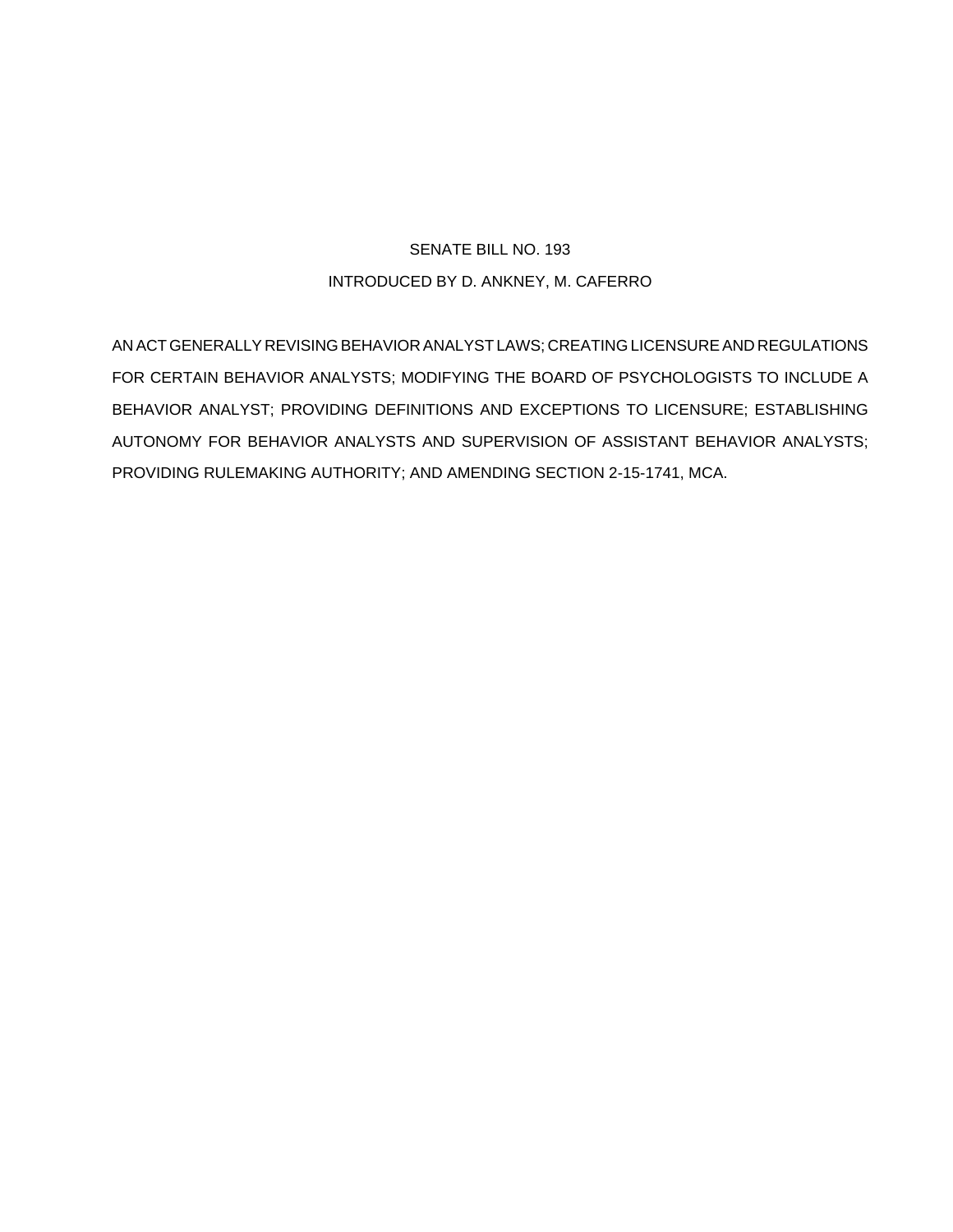SENATE BILL NO. 193

INTRODUCED BY D. ANKNEY, M. CAFERRO

AN ACT GENERALLY REVISING BEHAVIOR ANALYST LAWS; CREATING LICENSURE AND REGULATIONS FOR CERTAIN BEHAVIOR ANALYSTS; MODIFYING THE BOARD OF PSYCHOLOGISTS TO INCLUDE A BEHAVIOR ANALYST; PROVIDING DEFINITIONS AND EXCEPTIONS TO LICENSURE; ESTABLISHING AUTONOMY FOR BEHAVIOR ANALYSTS AND SUPERVISION OF ASSISTANT BEHAVIOR ANALYSTS; PROVIDING RULEMAKING AUTHORITY; AND AMENDING SECTION 2-15-1741, MCA.